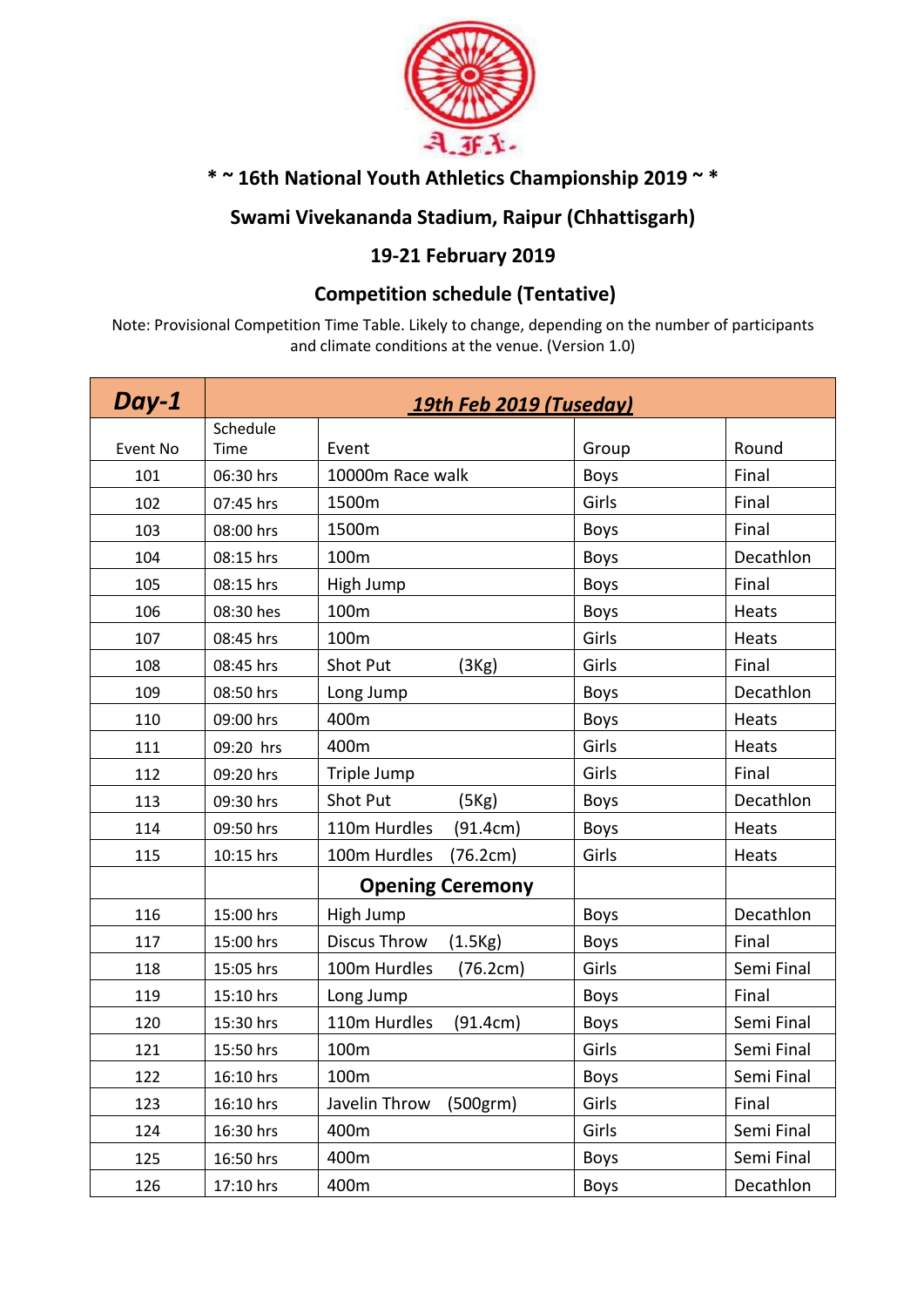# * ~ 16th National Youth Athletics Championship 2019 ~ *

## Swami Vivekananda Stadium, Raipur (Chhattisgarh)

## 19-21 February 2019

## Competition schedule (Tentative)

Note: Provisional Competition Time Table. Likely to change, depending on the number of participants and climate conditions at the venue. (Version 1.0)

| ***Day-1*** | ***19th Feb 2019 (Tuseday)*** | | | |
|---|---|---|---|---|
| Event No | Schedule Time | Event | Group | Round |
| 101 | 06:30 hrs | 10000m Race walk | Boys | Final |
| 102 | 07:45 hrs | 1500m | Girls | Final |
| 103 | 08:00 hrs | 1500m | Boys | Final |
| 104 | 08:15 hrs | 100m | Boys | Decathlon |
| 105 | 08:15 hrs | High Jump | Boys | Final |
| 106 | 08:30 hes | 100m | Boys | Heats |
| 107 | 08:45 hrs | 100m | Girls | Heats |
| 108 | 08:45 hrs | Shot Put (3Kg) | Girls | Final |
| 109 | 08:50 hrs | Long Jump | Boys | Decathlon |
| 110 | 09:00 hrs | 400m | Boys | Heats |
| 111 | 09:20 hrs | 400m | Girls | Heats |
| 112 | 09:20 hrs | Triple Jump | Girls | Final |
| 113 | 09:30 hrs | Shot Put (5Kg) | Boys | Decathlon |
| 114 | 09:50 hrs | 110m Hurdles (91.4cm) | Boys | Heats |
| 115 | 10:15 hrs | 100m Hurdles (76.2cm) | Girls | Heats |
| | | **Opening Ceremony** | | |
| 116 | 15:00 hrs | High Jump | Boys | Decathlon |
| 117 | 15:00 hrs | Discus Throw (1.5Kg) | Boys | Final |
| 118 | 15:05 hrs | 100m Hurdles (76.2cm) | Girls | Semi Final |
| 119 | 15:10 hrs | Long Jump | Boys | Final |
| 120 | 15:30 hrs | 110m Hurdles (91.4cm) | Boys | Semi Final |
| 121 | 15:50 hrs | 100m | Girls | Semi Final |
| 122 | 16:10 hrs | 100m | Boys | Semi Final |
| 123 | 16:10 hrs | Javelin Throw (500grm) | Girls | Final |
| 124 | 16:30 hrs | 400m | Girls | Semi Final |
| 125 | 16:50 hrs | 400m | Boys | Semi Final |
| 126 | 17:10 hrs | 400m | Boys | Decathlon |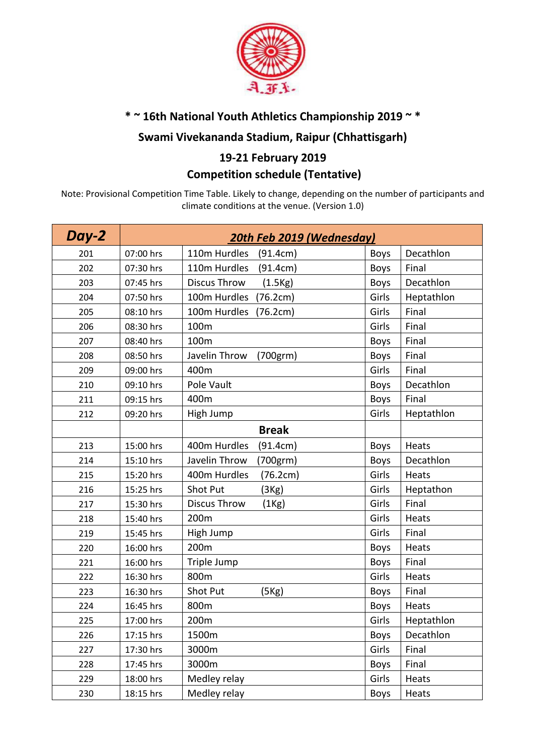**\* ~ 16th National Youth Athletics Championship 2019 ~ \***

**Swami Vivekananda Stadium, Raipur (Chhattisgarh)**

**19-21 February 2019**

**Competition schedule (Tentative)**

Note: Provisional Competition Time Table. Likely to change, depending on the number of participants and climate conditions at the venue. (Version 1.0)

| **Day-2** | ***20th Feb 2019 (Wednesday)*** | | | |
|---|---|---|---|---|
| 201 | 07:00 hrs | 110m Hurdles (91.4cm) | Boys | Decathlon |
| 202 | 07:30 hrs | 110m Hurdles (91.4cm) | Boys | Final |
| 203 | 07:45 hrs | Discus Throw (1.5Kg) | Boys | Decathlon |
| 204 | 07:50 hrs | 100m Hurdles (76.2cm) | Girls | Heptathlon |
| 205 | 08:10 hrs | 100m Hurdles (76.2cm) | Girls | Final |
| 206 | 08:30 hrs | 100m | Girls | Final |
| 207 | 08:40 hrs | 100m | Boys | Final |
| 208 | 08:50 hrs | Javelin Throw (700grm) | Boys | Final |
| 209 | 09:00 hrs | 400m | Girls | Final |
| 210 | 09:10 hrs | Pole Vault | Boys | Decathlon |
| 211 | 09:15 hrs | 400m | Boys | Final |
| 212 | 09:20 hrs | High Jump | Girls | Heptathlon |
| | | **Break** | | |
| 213 | 15:00 hrs | 400m Hurdles (91.4cm) | Boys | Heats |
| 214 | 15:10 hrs | Javelin Throw (700grm) | Boys | Decathlon |
| 215 | 15:20 hrs | 400m Hurdles (76.2cm) | Girls | Heats |
| 216 | 15:25 hrs | Shot Put (3Kg) | Girls | Heptathon |
| 217 | 15:30 hrs | Discus Throw (1Kg) | Girls | Final |
| 218 | 15:40 hrs | 200m | Girls | Heats |
| 219 | 15:45 hrs | High Jump | Girls | Final |
| 220 | 16:00 hrs | 200m | Boys | Heats |
| 221 | 16:00 hrs | Triple Jump | Boys | Final |
| 222 | 16:30 hrs | 800m | Girls | Heats |
| 223 | 16:30 hrs | Shot Put (5Kg) | Boys | Final |
| 224 | 16:45 hrs | 800m | Boys | Heats |
| 225 | 17:00 hrs | 200m | Girls | Heptathlon |
| 226 | 17:15 hrs | 1500m | Boys | Decathlon |
| 227 | 17:30 hrs | 3000m | Girls | Final |
| 228 | 17:45 hrs | 3000m | Boys | Final |
| 229 | 18:00 hrs | Medley relay | Girls | Heats |
| 230 | 18:15 hrs | Medley relay | Boys | Heats |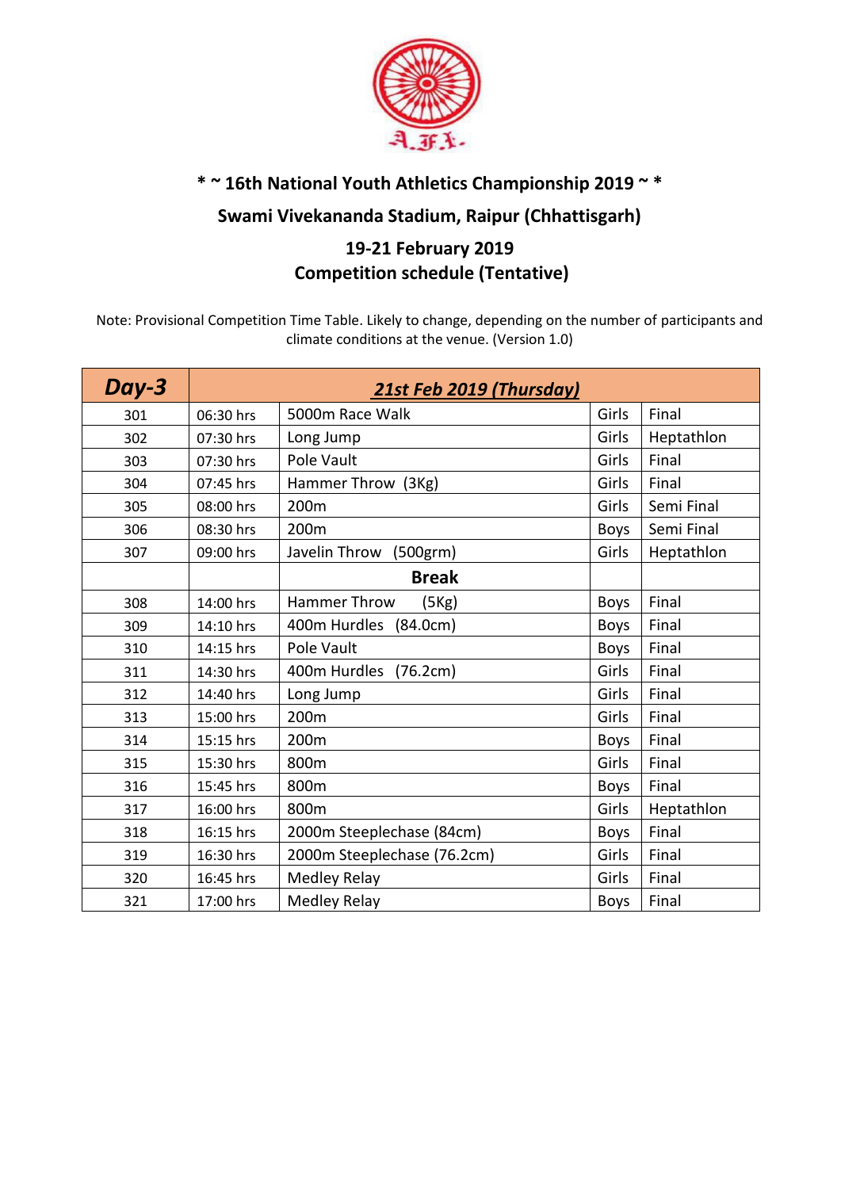# * ~ 16th National Youth Athletics Championship 2019 ~ *

## Swami Vivekananda Stadium, Raipur (Chhattisgarh)

## 19-21 February 2019
## Competition schedule (Tentative)

Note: Provisional Competition Time Table. Likely to change, depending on the number of participants and climate conditions at the venue. (Version 1.0)

| ***Day-3*** | ***21st Feb 2019 (Thursday)*** | | | |
|---|---|---|---|---|
| 301 | 06:30 hrs | 5000m Race Walk | Girls | Final |
| 302 | 07:30 hrs | Long Jump | Girls | Heptathlon |
| 303 | 07:30 hrs | Pole Vault | Girls | Final |
| 304 | 07:45 hrs | Hammer Throw (3Kg) | Girls | Final |
| 305 | 08:00 hrs | 200m | Girls | Semi Final |
| 306 | 08:30 hrs | 200m | Boys | Semi Final |
| 307 | 09:00 hrs | Javelin Throw (500grm) | Girls | Heptathlon |
| | | **Break** | | |
| 308 | 14:00 hrs | Hammer Throw (5Kg) | Boys | Final |
| 309 | 14:10 hrs | 400m Hurdles (84.0cm) | Boys | Final |
| 310 | 14:15 hrs | Pole Vault | Boys | Final |
| 311 | 14:30 hrs | 400m Hurdles (76.2cm) | Girls | Final |
| 312 | 14:40 hrs | Long Jump | Girls | Final |
| 313 | 15:00 hrs | 200m | Girls | Final |
| 314 | 15:15 hrs | 200m | Boys | Final |
| 315 | 15:30 hrs | 800m | Girls | Final |
| 316 | 15:45 hrs | 800m | Boys | Final |
| 317 | 16:00 hrs | 800m | Girls | Heptathlon |
| 318 | 16:15 hrs | 2000m Steeplechase (84cm) | Boys | Final |
| 319 | 16:30 hrs | 2000m Steeplechase (76.2cm) | Girls | Final |
| 320 | 16:45 hrs | Medley Relay | Girls | Final |
| 321 | 17:00 hrs | Medley Relay | Boys | Final |